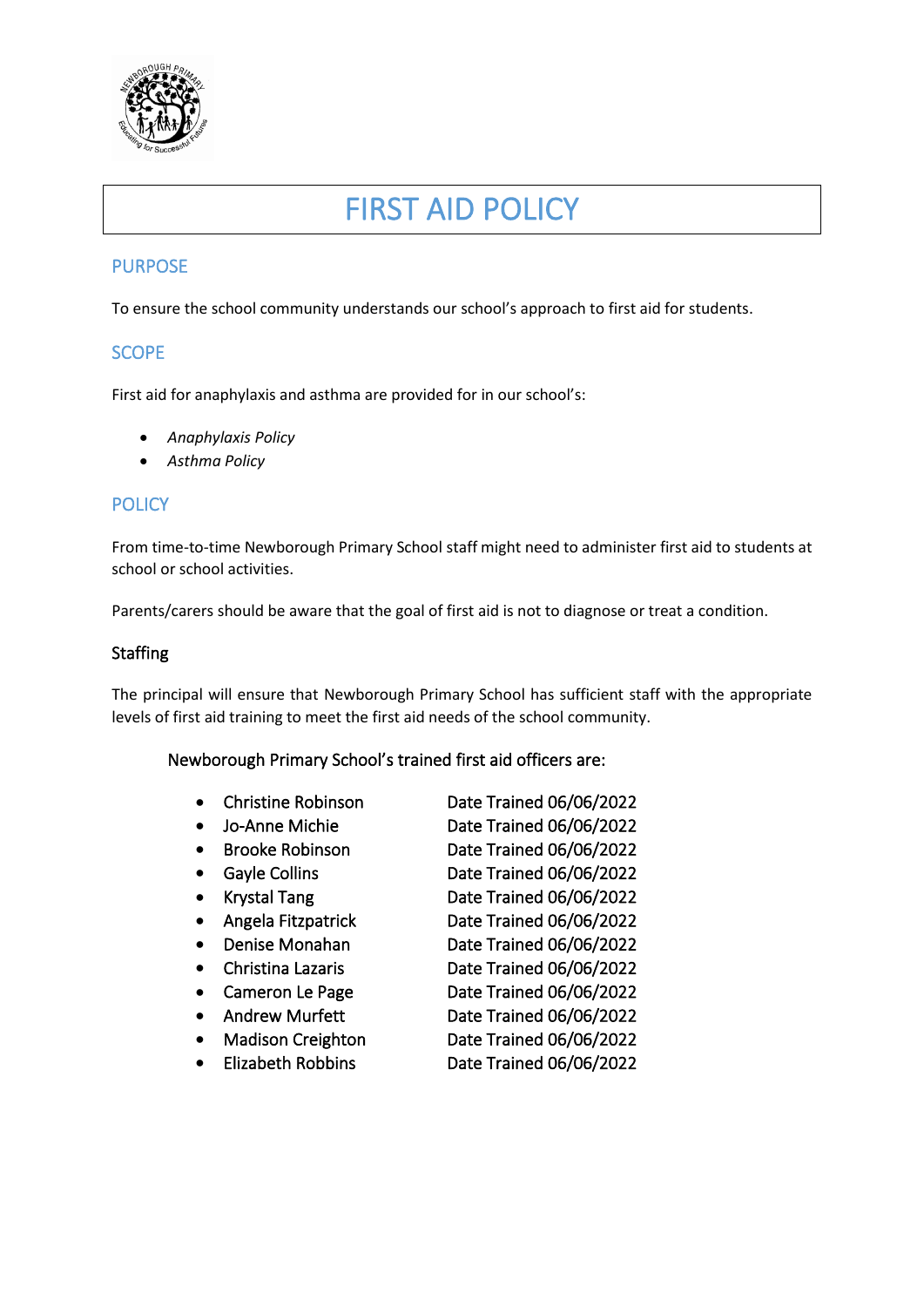# FIRST AID POLICY

## PURPOSE

To ensure the school community understands our school's approach to first aid for students.

## SCOPE

First aid for anaphylaxis and asthma are provided for in our school's:

- *Anaphylaxis Policy*
- *Asthma Policy*

## POLICY

From time-to-time Newborough Primary School staff might need to administer first aid to students at school or school activities.

Parents/carers should be aware that the goal of first aid is not to diagnose or treat a condition.

### Staffing

The principal will ensure that Newborough Primary School has sufficient staff with the appropriate levels of first aid training to meet the first aid needs of the school community.

Newborough Primary School's trained first aid officers are:

- Christine Robinson — Date Trained 06/06/2022
- Jo-Anne Michie — Date Trained 06/06/2022
- Brooke Robinson — Date Trained 06/06/2022
- Gayle Collins — Date Trained 06/06/2022
- Krystal Tang — Date Trained 06/06/2022
- Angela Fitzpatrick — Date Trained 06/06/2022
- Denise Monahan — Date Trained 06/06/2022
- Christina Lazaris — Date Trained 06/06/2022
- Cameron Le Page — Date Trained 06/06/2022
- Andrew Murfett — Date Trained 06/06/2022
- Madison Creighton — Date Trained 06/06/2022
- Elizabeth Robbins — Date Trained 06/06/2022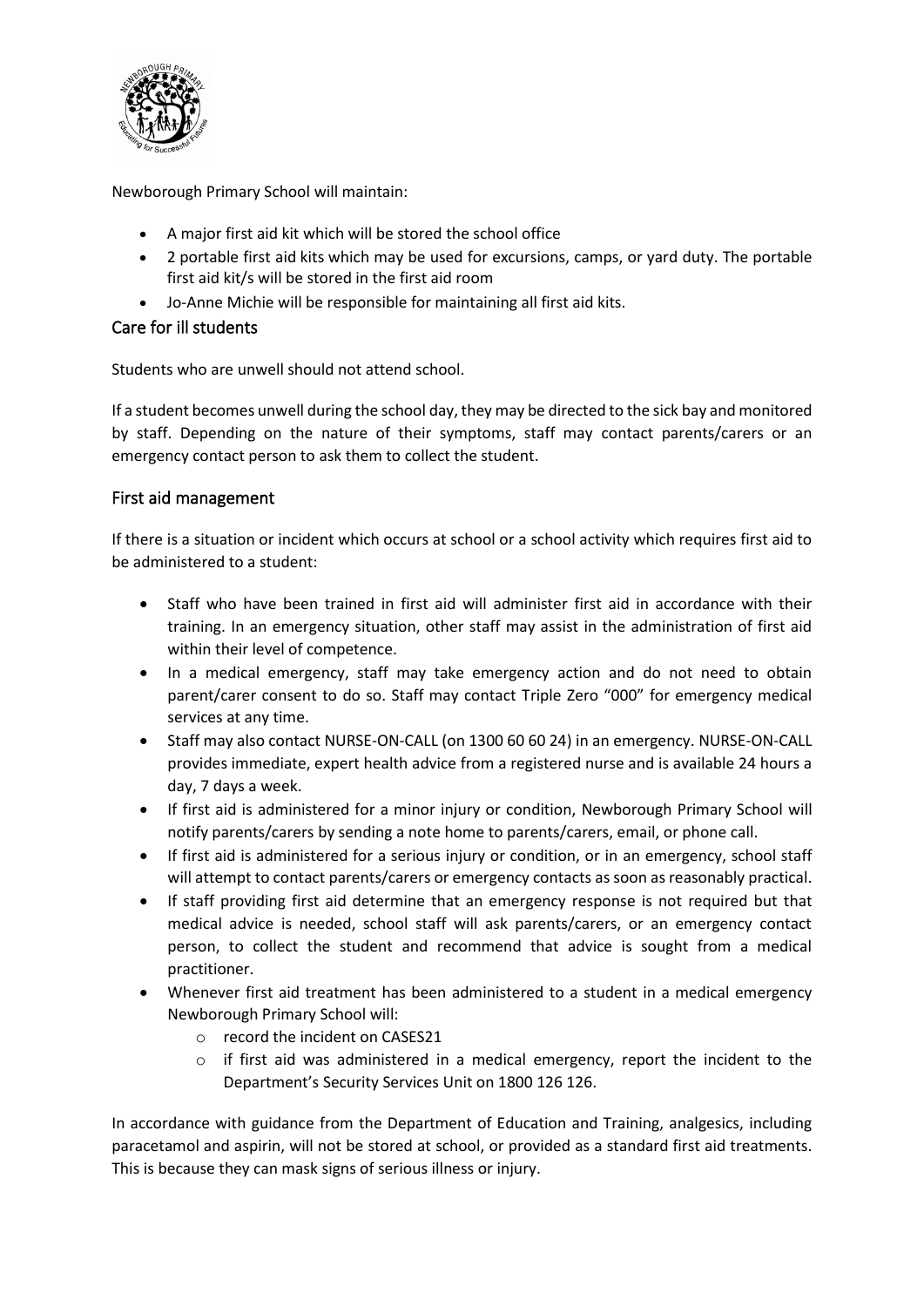Newborough Primary School will maintain:

- A major first aid kit which will be stored the school office
- 2 portable first aid kits which may be used for excursions, camps, or yard duty. The portable first aid kit/s will be stored in the first aid room
- Jo-Anne Michie will be responsible for maintaining all first aid kits.

## Care for ill students

Students who are unwell should not attend school.

If a student becomes unwell during the school day, they may be directed to the sick bay and monitored by staff. Depending on the nature of their symptoms, staff may contact parents/carers or an emergency contact person to ask them to collect the student.

## First aid management

If there is a situation or incident which occurs at school or a school activity which requires first aid to be administered to a student:

- Staff who have been trained in first aid will administer first aid in accordance with their training. In an emergency situation, other staff may assist in the administration of first aid within their level of competence.
- In a medical emergency, staff may take emergency action and do not need to obtain parent/carer consent to do so. Staff may contact Triple Zero "000" for emergency medical services at any time.
- Staff may also contact NURSE-ON-CALL (on 1300 60 60 24) in an emergency. NURSE-ON-CALL provides immediate, expert health advice from a registered nurse and is available 24 hours a day, 7 days a week.
- If first aid is administered for a minor injury or condition, Newborough Primary School will notify parents/carers by sending a note home to parents/carers, email, or phone call.
- If first aid is administered for a serious injury or condition, or in an emergency, school staff will attempt to contact parents/carers or emergency contacts as soon as reasonably practical.
- If staff providing first aid determine that an emergency response is not required but that medical advice is needed, school staff will ask parents/carers, or an emergency contact person, to collect the student and recommend that advice is sought from a medical practitioner.
- Whenever first aid treatment has been administered to a student in a medical emergency Newborough Primary School will:
    - record the incident on CASES21
    - if first aid was administered in a medical emergency, report the incident to the Department's Security Services Unit on 1800 126 126.

In accordance with guidance from the Department of Education and Training, analgesics, including paracetamol and aspirin, will not be stored at school, or provided as a standard first aid treatments. This is because they can mask signs of serious illness or injury.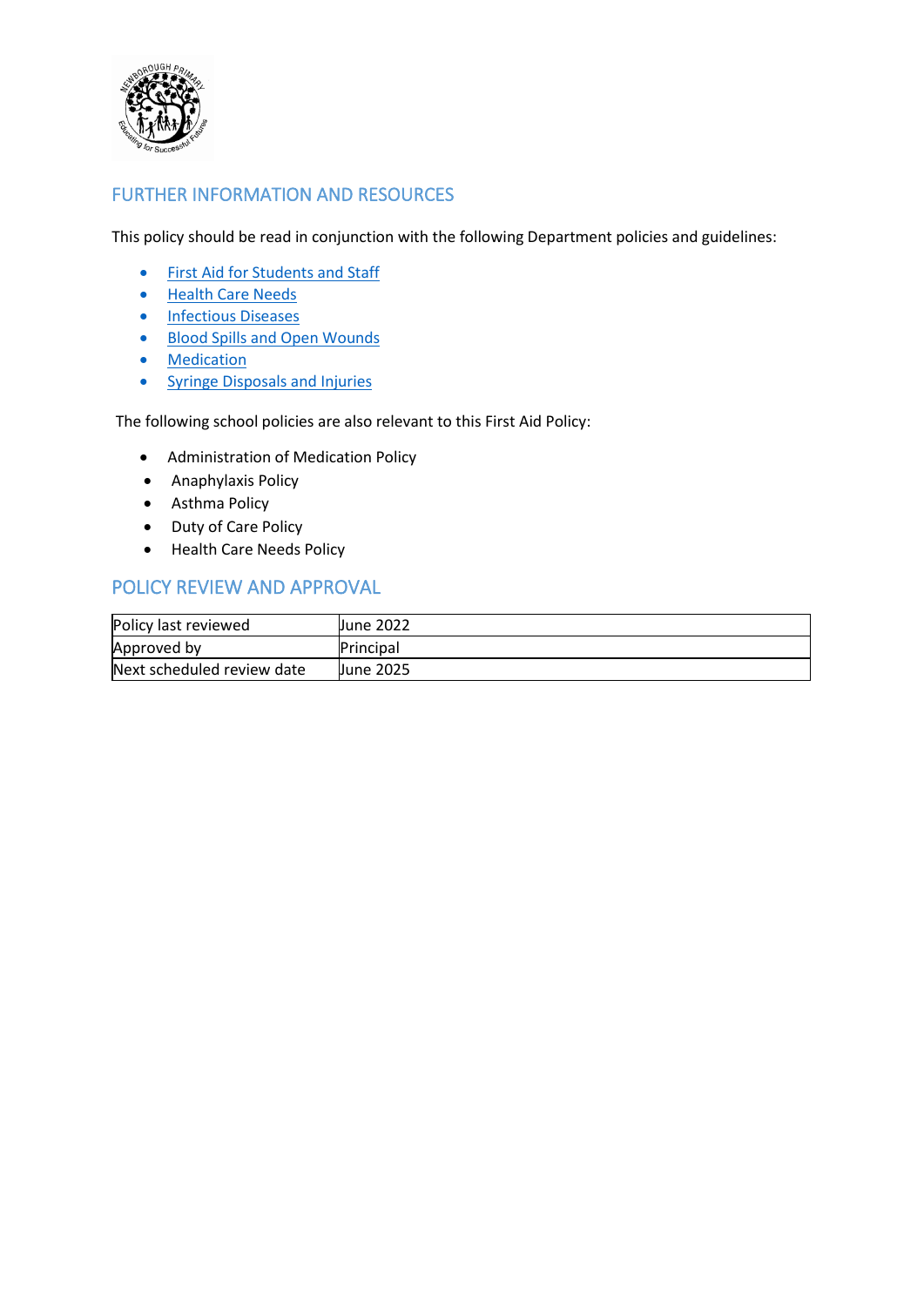## FURTHER INFORMATION AND RESOURCES

This policy should be read in conjunction with the following Department policies and guidelines:

- First Aid for Students and Staff
- Health Care Needs
- Infectious Diseases
- Blood Spills and Open Wounds
- Medication
- Syringe Disposals and Injuries

The following school policies are also relevant to this First Aid Policy:

- Administration of Medication Policy
- Anaphylaxis Policy
- Asthma Policy
- Duty of Care Policy
- Health Care Needs Policy

## POLICY REVIEW AND APPROVAL

| | |
|---|---|
| Policy last reviewed | June 2022 |
| Approved by | Principal |
| Next scheduled review date | June 2025 |